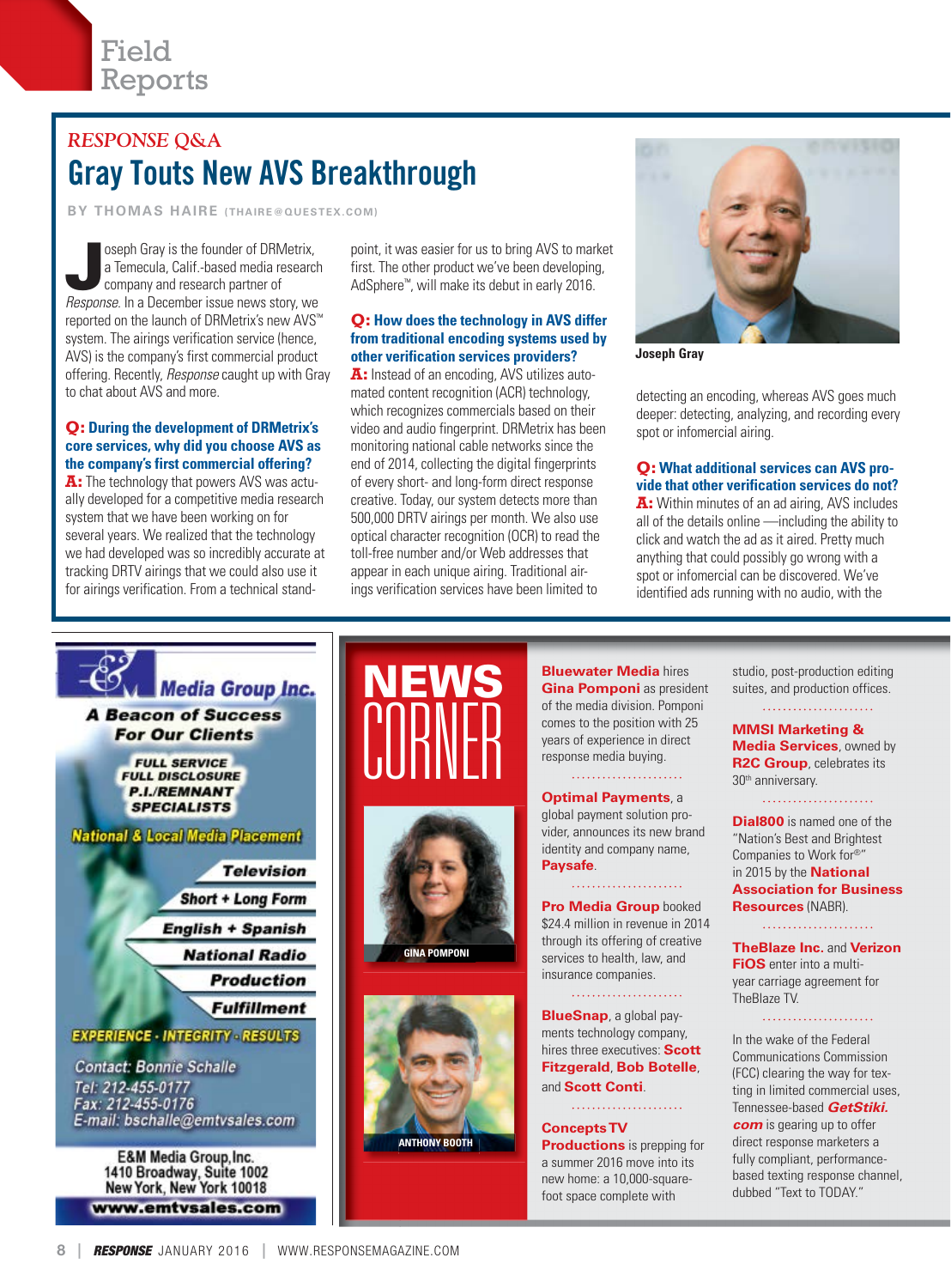Field Reports

*RESPONSE Q&A*

# Gray Touts New AVS Breakthrough

BY THOMAS HAIRE (THAIRE@QUESTEX.COM)

Joseph Gray is the founder of DRMetrix, a Temecula, Calif.-based media research company and research partner of *Response*. In a December issue news story, we reported on the launch of DRMetrix's new AVS™ system. The airings verification service (hence, AVS) is the company's first commercial product offering. Recently, *Response* caught up with Gray to chat about AVS and more.

**Q: During the development of DRMetrix's core services, why did you choose AVS as the company's first commercial offering?**

**A:** The technology that powers AVS was actually developed for a competitive media research system that we have been working on for several years. We realized that the technology we had developed was so incredibly accurate at tracking DRTV airings that we could also use it for airings verification. From a technical standpoint, it was easier for us to bring AVS to market first. The other product we've been developing, AdSphere™, will make its debut in early 2016.

**Q: How does the technology in AVS differ from traditional encoding systems used by other verification services providers?**

**A:** Instead of an encoding, AVS utilizes automated content recognition (ACR) technology, which recognizes commercials based on their video and audio fingerprint. DRMetrix has been monitoring national cable networks since the end of 2014, collecting the digital fingerprints of every short- and long-form direct response creative. Today, our system detects more than 500,000 DRTV airings per month. We also use optical character recognition (OCR) to read the toll-free number and/or Web addresses that appear in each unique airing. Traditional airings verification services have been limited to detecting an encoding, whereas AVS goes much deeper: detecting, analyzing, and recording every spot or infomercial airing.

Joseph Gray

**Q: What additional services can AVS provide that other verification services do not?**

**A:** Within minutes of an ad airing, AVS includes all of the details online —including the ability to click and watch the ad as it aired. Pretty much anything that could possibly go wrong with a spot or infomercial can be discovered. We've identified ads running with no audio, with the

---

E&M Media Group Inc.

A Beacon of Success For Our Clients

FULL SERVICE
FULL DISCLOSURE
P.I./REMNANT
SPECIALISTS

National & Local Media Placement

- Television
- Short + Long Form
- English + Spanish
- National Radio
- Production
- Fulfillment

EXPERIENCE · INTEGRITY · RESULTS

Contact: Bonnie Schalle
Tel: 212-455-0177
Fax: 212-455-0176
E-mail: bschalle@emtvsales.com

E&M Media Group, Inc.
1410 Broadway, Suite 1002
New York, New York 10018
www.emtvsales.com

---

## NEWS CORNER

GINA POMPONI

ANTHONY BOOTH

**Bluewater Media** hires **Gina Pomponi** as president of the media division. Pomponi comes to the position with 25 years of experience in direct response media buying.

**Optimal Payments**, a global payment solution provider, announces its new brand identity and company name, **Paysafe**.

**Pro Media Group** booked $24.4 million in revenue in 2014 through its offering of creative services to health, law, and insurance companies.

**BlueSnap**, a global payments technology company, hires three executives: **Scott Fitzgerald**, **Bob Botelle**, and **Scott Conti**.

**Concepts TV Productions** is prepping for a summer 2016 move into its new home: a 10,000-square-foot space complete with studio, post-production editing suites, and production offices.

**MMSI Marketing & Media Services**, owned by **R2C Group**, celebrates its 30th anniversary.

**Dial800** is named one of the "Nation's Best and Brightest Companies to Work for®" in 2015 by the **National Association for Business Resources** (NABR).

**TheBlaze Inc.** and **Verizon FiOS** enter into a multi-year carriage agreement for TheBlaze TV.

In the wake of the Federal Communications Commission (FCC) clearing the way for texting in limited commercial uses, Tennessee-based ***GetStiki.com*** is gearing up to offer direct response marketers a fully compliant, performance-based texting response channel, dubbed "Text to TODAY."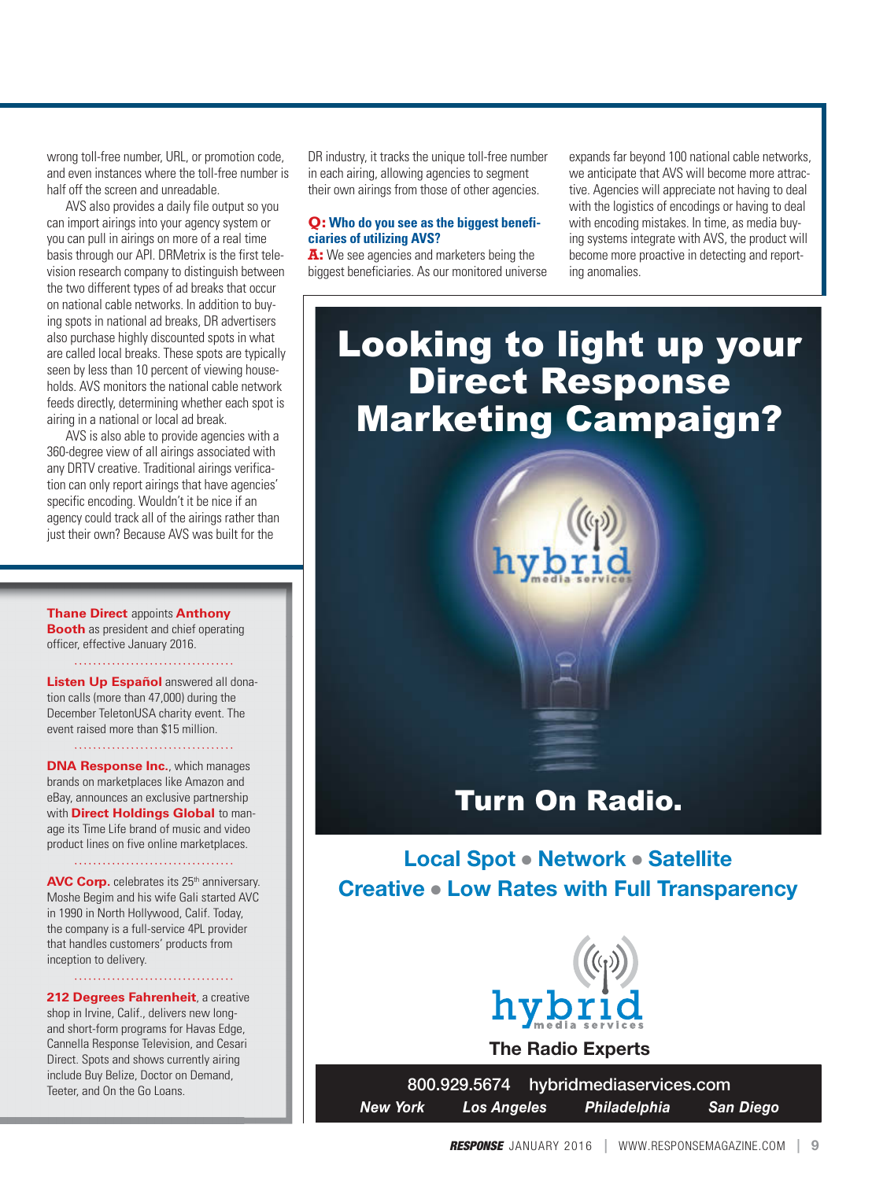wrong toll-free number, URL, or promotion code, and even instances where the toll-free number is half off the screen and unreadable.

AVS also provides a daily file output so you can import airings into your agency system or you can pull in airings on more of a real time basis through our API. DRMetrix is the first television research company to distinguish between the two different types of ad breaks that occur on national cable networks. In addition to buying spots in national ad breaks, DR advertisers also purchase highly discounted spots in what are called local breaks. These spots are typically seen by less than 10 percent of viewing households. AVS monitors the national cable network feeds directly, determining whether each spot is airing in a national or local ad break.

AVS is also able to provide agencies with a 360-degree view of all airings associated with any DRTV creative. Traditional airings verification can only report airings that have agencies' specific encoding. Wouldn't it be nice if an agency could track all of the airings rather than just their own? Because AVS was built for the DR industry, it tracks the unique toll-free number in each airing, allowing agencies to segment their own airings from those of other agencies.

**Q: Who do you see as the biggest beneficiaries of utilizing AVS?**

**A:** We see agencies and marketers being the biggest beneficiaries. As our monitored universe expands far beyond 100 national cable networks, we anticipate that AVS will become more attractive. Agencies will appreciate not having to deal with the logistics of encodings or having to deal with encoding mistakes. In time, as media buying systems integrate with AVS, the product will become more proactive in detecting and reporting anomalies.

---

**Thane Direct** appoints **Anthony Booth** as president and chief operating officer, effective January 2016.

**Listen Up Español** answered all donation calls (more than 47,000) during the December TeletonUSA charity event. The event raised more than $15 million.

**DNA Response Inc.**, which manages brands on marketplaces like Amazon and eBay, announces an exclusive partnership with **Direct Holdings Global** to manage its Time Life brand of music and video product lines on five online marketplaces.

**AVC Corp.** celebrates its 25th anniversary. Moshe Begim and his wife Gali started AVC in 1990 in North Hollywood, Calif. Today, the company is a full-service 4PL provider that handles customers' products from inception to delivery.

**212 Degrees Fahrenheit**, a creative shop in Irvine, Calif., delivers new long- and short-form programs for Havas Edge, Cannella Response Television, and Cesari Direct. Spots and shows currently airing include Buy Belize, Doctor on Demand, Teeter, and On the Go Loans.

---

**Looking to light up your Direct Response Marketing Campaign?**

hybrid media services

**Turn On Radio.**

**Local Spot • Network • Satellite**
**Creative • Low Rates with Full Transparency**

hybrid media services
**The Radio Experts**

800.929.5674 hybridmediaservices.com
*New York* *Los Angeles* *Philadelphia* *San Diego*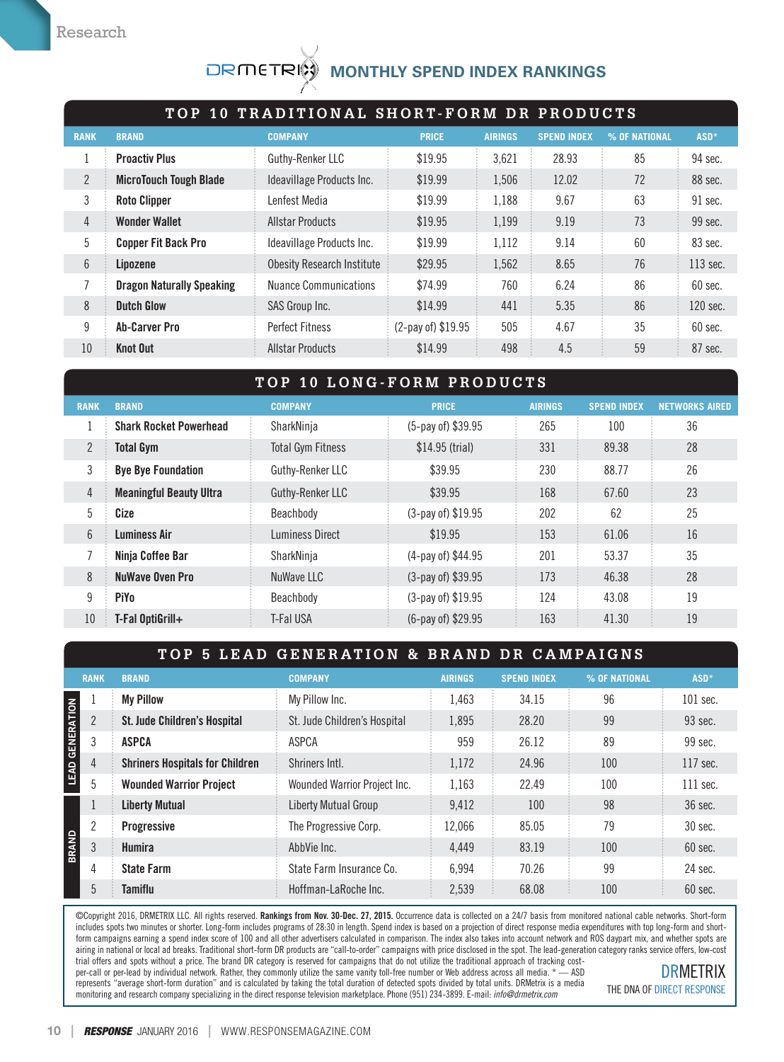Research

# DRMETRIX MONTHLY SPEND INDEX RANKINGS

## TOP 10 TRADITIONAL SHORT-FORM DR PRODUCTS

| RANK | BRAND | COMPANY | PRICE | AIRINGS | SPEND INDEX | % OF NATIONAL | ASD* |
|---|---|---|---|---|---|---|---|
| 1 | **Proactiv Plus** | Guthy-Renker LLC | $19.95 | 3,621 | 28.93 | 85 | 94 sec. |
| 2 | **MicroTouch Tough Blade** | Ideavillage Products Inc. | $19.99 | 1,506 | 12.02 | 72 | 88 sec. |
| 3 | **Roto Clipper** | Lenfest Media | $19.99 | 1,188 | 9.67 | 63 | 91 sec. |
| 4 | **Wonder Wallet** | Allstar Products | $19.95 | 1,199 | 9.19 | 73 | 99 sec. |
| 5 | **Copper Fit Back Pro** | Ideavillage Products Inc. | $19.99 | 1,112 | 9.14 | 60 | 83 sec. |
| 6 | **Lipozene** | Obesity Research Institute | $29.95 | 1,562 | 8.65 | 76 | 113 sec. |
| 7 | **Dragon Naturally Speaking** | Nuance Communications | $74.99 | 760 | 6.24 | 86 | 60 sec. |
| 8 | **Dutch Glow** | SAS Group Inc. | $14.99 | 441 | 5.35 | 86 | 120 sec. |
| 9 | **Ab-Carver Pro** | Perfect Fitness | (2-pay of) $19.95 | 505 | 4.67 | 35 | 60 sec. |
| 10 | **Knot Out** | Allstar Products | $14.99 | 498 | 4.5 | 59 | 87 sec. |

## TOP 10 LONG-FORM PRODUCTS

| RANK | BRAND | COMPANY | PRICE | AIRINGS | SPEND INDEX | NETWORKS AIRED |
|---|---|---|---|---|---|---|
| 1 | **Shark Rocket Powerhead** | SharkNinja | (5-pay of) $39.95 | 265 | 100 | 36 |
| 2 | **Total Gym** | Total Gym Fitness | $14.95 (trial) | 331 | 89.38 | 28 |
| 3 | **Bye Bye Foundation** | Guthy-Renker LLC | $39.95 | 230 | 88.77 | 26 |
| 4 | **Meaningful Beauty Ultra** | Guthy-Renker LLC | $39.95 | 168 | 67.60 | 23 |
| 5 | **Cize** | Beachbody | (3-pay of) $19.95 | 202 | 62 | 25 |
| 6 | **Luminess Air** | Luminess Direct | $19.95 | 153 | 61.06 | 16 |
| 7 | **Ninja Coffee Bar** | SharkNinja | (4-pay of) $44.95 | 201 | 53.37 | 35 |
| 8 | **NuWave Oven Pro** | NuWave LLC | (3-pay of) $39.95 | 173 | 46.38 | 28 |
| 9 | **PiYo** | Beachbody | (3-pay of) $19.95 | 124 | 43.08 | 19 |
| 10 | **T-Fal OptiGrill+** | T-Fal USA | (6-pay of) $29.95 | 163 | 41.30 | 19 |

## TOP 5 LEAD GENERATION & BRAND DR CAMPAIGNS

| | RANK | BRAND | COMPANY | AIRINGS | SPEND INDEX | % OF NATIONAL | ASD* |
|---|---|---|---|---|---|---|---|
| LEAD GENERATION | 1 | **My Pillow** | My Pillow Inc. | 1,463 | 34.15 | 96 | 101 sec. |
| | 2 | **St. Jude Children's Hospital** | St. Jude Children's Hospital | 1,895 | 28.20 | 99 | 93 sec. |
| | 3 | **ASPCA** | ASPCA | 959 | 26.12 | 89 | 99 sec. |
| | 4 | **Shriners Hospitals for Children** | Shriners Intl. | 1,172 | 24.96 | 100 | 117 sec. |
| | 5 | **Wounded Warrior Project** | Wounded Warrior Project Inc. | 1,163 | 22.49 | 100 | 111 sec. |
| BRAND | 1 | **Liberty Mutual** | Liberty Mutual Group | 9,412 | 100 | 98 | 36 sec. |
| | 2 | **Progressive** | The Progressive Corp. | 12,066 | 85.05 | 79 | 30 sec. |
| | 3 | **Humira** | AbbVie Inc. | 4,449 | 83.19 | 100 | 60 sec. |
| | 4 | **State Farm** | State Farm Insurance Co. | 6,994 | 70.26 | 99 | 24 sec. |
| | 5 | **Tamiflu** | Hoffman-LaRoche Inc. | 2,539 | 68.08 | 100 | 60 sec. |

©Copyright 2016, DRMETRIX LLC. All rights reserved. **Rankings from Nov. 30-Dec. 27, 2015.** Occurrence data is collected on a 24/7 basis from monitored national cable networks. Short-form includes spots two minutes or shorter. Long-form includes programs of 28:30 in length. Spend index is based on a projection of direct response media expenditures with top long-form and short-form campaigns earning a spend index score of 100 and all other advertisers calculated in comparison. The index also takes into account network and ROS daypart mix, and whether spots are airing in national or local ad breaks. Traditional short-form DR products are "call-to-order" campaigns with price disclosed in the spot. The lead-generation category ranks service offers, low-cost trial offers and spots without a price. The brand DR category is reserved for campaigns that do not utilize the traditional approach of tracking cost-per-call or per-lead by individual network. Rather, they commonly utilize the same vanity toll-free number or Web address across all media. * — ASD represents "average short-form duration" and is calculated by taking the total duration of detected spots divided by total units. DRMetrix is a media monitoring and research company specializing in the direct response television marketplace. Phone (951) 234-3899. E-mail: *info@drmetrix.com*

DRMETRIX
THE DNA OF DIRECT RESPONSE